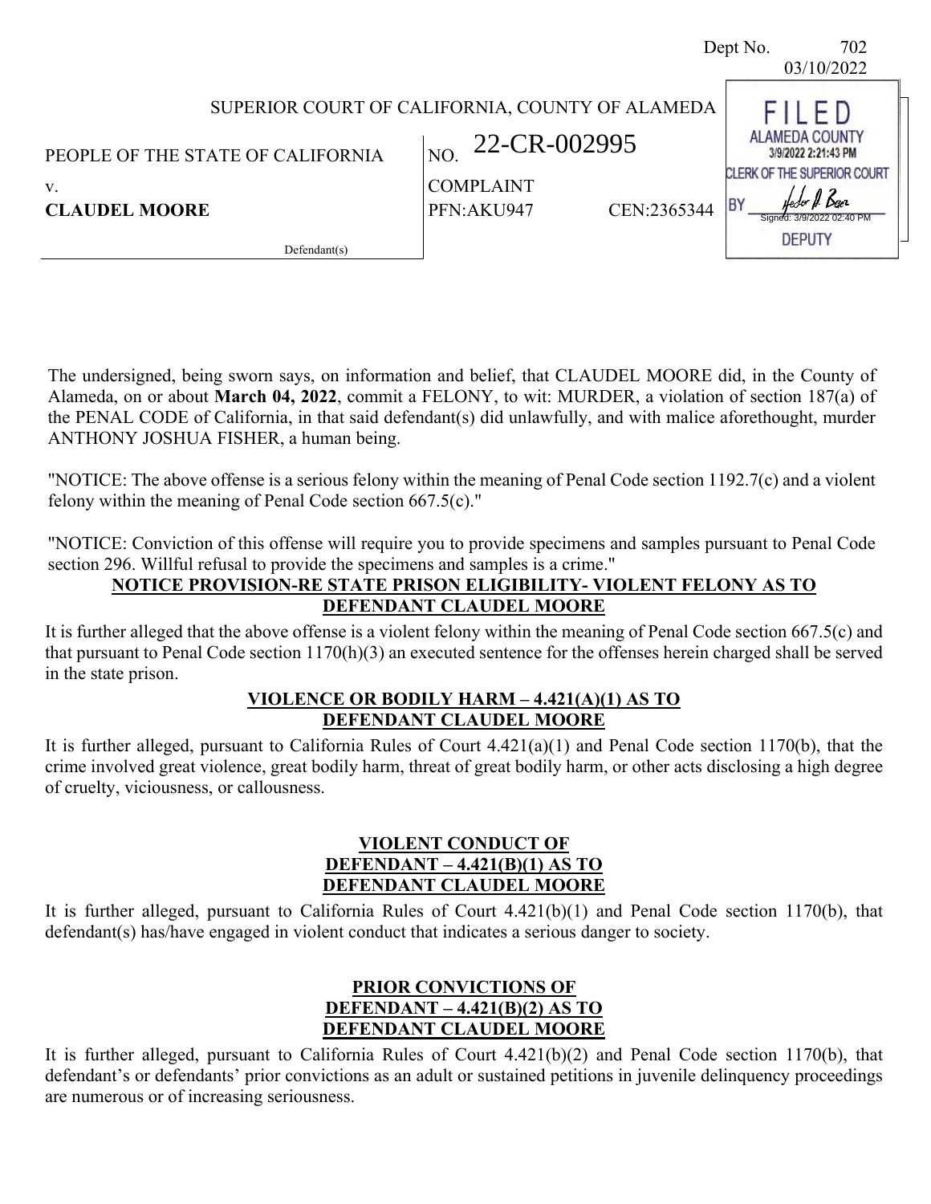Dept No. 702
03/10/2022

SUPERIOR COURT OF CALIFORNIA, COUNTY OF ALAMEDA

FILED
ALAMEDA COUNTY
3/9/2022 2:21:43 PM
CLERK OF THE SUPERIOR COURT
BY Hector A. Baez
Signed: 3/9/2022 02:40 PM
DEPUTY

PEOPLE OF THE STATE OF CALIFORNIA

v.

**CLAUDEL MOORE**

Defendant(s)

NO. 22-CR-002995

COMPLAINT

PFN:AKU947 CEN:2365344

The undersigned, being sworn says, on information and belief, that CLAUDEL MOORE did, in the County of Alameda, on or about **March 04, 2022**, commit a FELONY, to wit: MURDER, a violation of section 187(a) of the PENAL CODE of California, in that said defendant(s) did unlawfully, and with malice aforethought, murder ANTHONY JOSHUA FISHER, a human being.

"NOTICE: The above offense is a serious felony within the meaning of Penal Code section 1192.7(c) and a violent felony within the meaning of Penal Code section 667.5(c)."

"NOTICE: Conviction of this offense will require you to provide specimens and samples pursuant to Penal Code section 296. Willful refusal to provide the specimens and samples is a crime."

**NOTICE PROVISION-RE STATE PRISON ELIGIBILITY- VIOLENT FELONY AS TO DEFENDANT CLAUDEL MOORE**

It is further alleged that the above offense is a violent felony within the meaning of Penal Code section 667.5(c) and that pursuant to Penal Code section 1170(h)(3) an executed sentence for the offenses herein charged shall be served in the state prison.

**VIOLENCE OR BODILY HARM – 4.421(A)(1) AS TO DEFENDANT CLAUDEL MOORE**

It is further alleged, pursuant to California Rules of Court 4.421(a)(1) and Penal Code section 1170(b), that the crime involved great violence, great bodily harm, threat of great bodily harm, or other acts disclosing a high degree of cruelty, viciousness, or callousness.

**VIOLENT CONDUCT OF DEFENDANT – 4.421(B)(1) AS TO DEFENDANT CLAUDEL MOORE**

It is further alleged, pursuant to California Rules of Court 4.421(b)(1) and Penal Code section 1170(b), that defendant(s) has/have engaged in violent conduct that indicates a serious danger to society.

**PRIOR CONVICTIONS OF DEFENDANT – 4.421(B)(2) AS TO DEFENDANT CLAUDEL MOORE**

It is further alleged, pursuant to California Rules of Court 4.421(b)(2) and Penal Code section 1170(b), that defendant's or defendants' prior convictions as an adult or sustained petitions in juvenile delinquency proceedings are numerous or of increasing seriousness.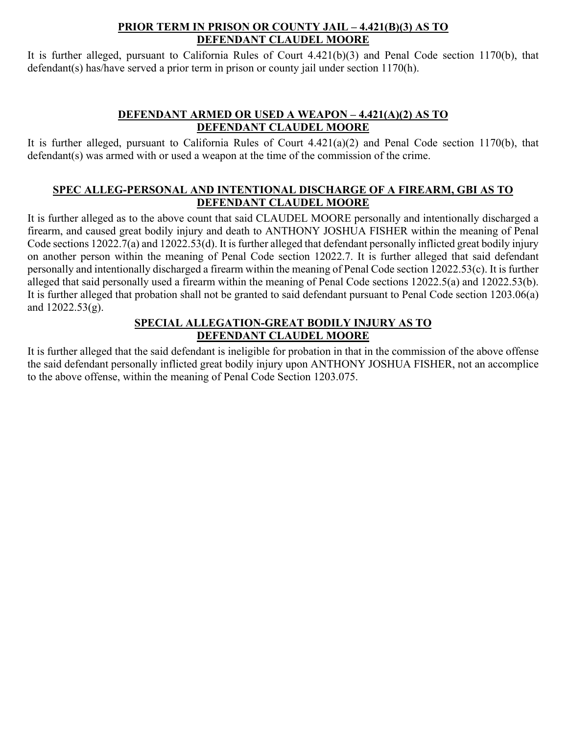**PRIOR TERM IN PRISON OR COUNTY JAIL – 4.421(B)(3) AS TO DEFENDANT CLAUDEL MOORE**

It is further alleged, pursuant to California Rules of Court 4.421(b)(3) and Penal Code section 1170(b), that defendant(s) has/have served a prior term in prison or county jail under section 1170(h).

**DEFENDANT ARMED OR USED A WEAPON – 4.421(A)(2) AS TO DEFENDANT CLAUDEL MOORE**

It is further alleged, pursuant to California Rules of Court 4.421(a)(2) and Penal Code section 1170(b), that defendant(s) was armed with or used a weapon at the time of the commission of the crime.

**SPEC ALLEG-PERSONAL AND INTENTIONAL DISCHARGE OF A FIREARM, GBI AS TO DEFENDANT CLAUDEL MOORE**

It is further alleged as to the above count that said CLAUDEL MOORE personally and intentionally discharged a firearm, and caused great bodily injury and death to ANTHONY JOSHUA FISHER within the meaning of Penal Code sections 12022.7(a) and 12022.53(d). It is further alleged that defendant personally inflicted great bodily injury on another person within the meaning of Penal Code section 12022.7. It is further alleged that said defendant personally and intentionally discharged a firearm within the meaning of Penal Code section 12022.53(c). It is further alleged that said personally used a firearm within the meaning of Penal Code sections 12022.5(a) and 12022.53(b). It is further alleged that probation shall not be granted to said defendant pursuant to Penal Code section 1203.06(a) and 12022.53(g).

**SPECIAL ALLEGATION-GREAT BODILY INJURY AS TO DEFENDANT CLAUDEL MOORE**

It is further alleged that the said defendant is ineligible for probation in that in the commission of the above offense the said defendant personally inflicted great bodily injury upon ANTHONY JOSHUA FISHER, not an accomplice to the above offense, within the meaning of Penal Code Section 1203.075.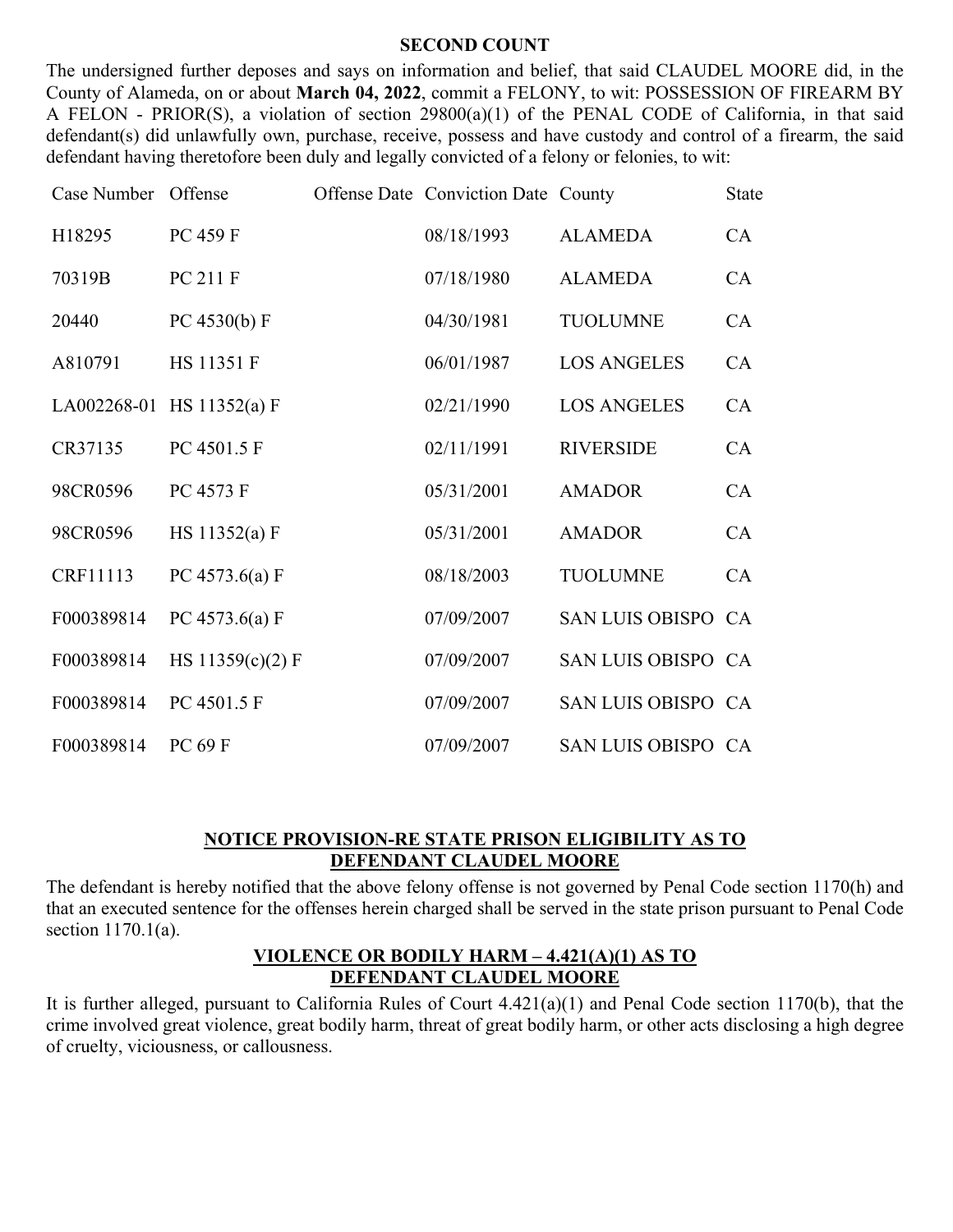**SECOND COUNT**

The undersigned further deposes and says on information and belief, that said CLAUDEL MOORE did, in the County of Alameda, on or about **March 04, 2022**, commit a FELONY, to wit: POSSESSION OF FIREARM BY A FELON - PRIOR(S), a violation of section 29800(a)(1) of the PENAL CODE of California, in that said defendant(s) did unlawfully own, purchase, receive, possess and have custody and control of a firearm, the said defendant having theretofore been duly and legally convicted of a felony or felonies, to wit:

| Case Number | Offense | Offense Date | Conviction Date | County | State |
|---|---|---|---|---|---|
| H18295 | PC 459 F | | 08/18/1993 | ALAMEDA | CA |
| 70319B | PC 211 F | | 07/18/1980 | ALAMEDA | CA |
| 20440 | PC 4530(b) F | | 04/30/1981 | TUOLUMNE | CA |
| A810791 | HS 11351 F | | 06/01/1987 | LOS ANGELES | CA |
| LA002268-01 | HS 11352(a) F | | 02/21/1990 | LOS ANGELES | CA |
| CR37135 | PC 4501.5 F | | 02/11/1991 | RIVERSIDE | CA |
| 98CR0596 | PC 4573 F | | 05/31/2001 | AMADOR | CA |
| 98CR0596 | HS 11352(a) F | | 05/31/2001 | AMADOR | CA |
| CRF11113 | PC 4573.6(a) F | | 08/18/2003 | TUOLUMNE | CA |
| F000389814 | PC 4573.6(a) F | | 07/09/2007 | SAN LUIS OBISPO | CA |
| F000389814 | HS 11359(c)(2) F | | 07/09/2007 | SAN LUIS OBISPO | CA |
| F000389814 | PC 4501.5 F | | 07/09/2007 | SAN LUIS OBISPO | CA |
| F000389814 | PC 69 F | | 07/09/2007 | SAN LUIS OBISPO | CA |

**NOTICE PROVISION-RE STATE PRISON ELIGIBILITY AS TO DEFENDANT CLAUDEL MOORE**

The defendant is hereby notified that the above felony offense is not governed by Penal Code section 1170(h) and that an executed sentence for the offenses herein charged shall be served in the state prison pursuant to Penal Code section 1170.1(a).

**VIOLENCE OR BODILY HARM – 4.421(A)(1) AS TO DEFENDANT CLAUDEL MOORE**

It is further alleged, pursuant to California Rules of Court 4.421(a)(1) and Penal Code section 1170(b), that the crime involved great violence, great bodily harm, threat of great bodily harm, or other acts disclosing a high degree of cruelty, viciousness, or callousness.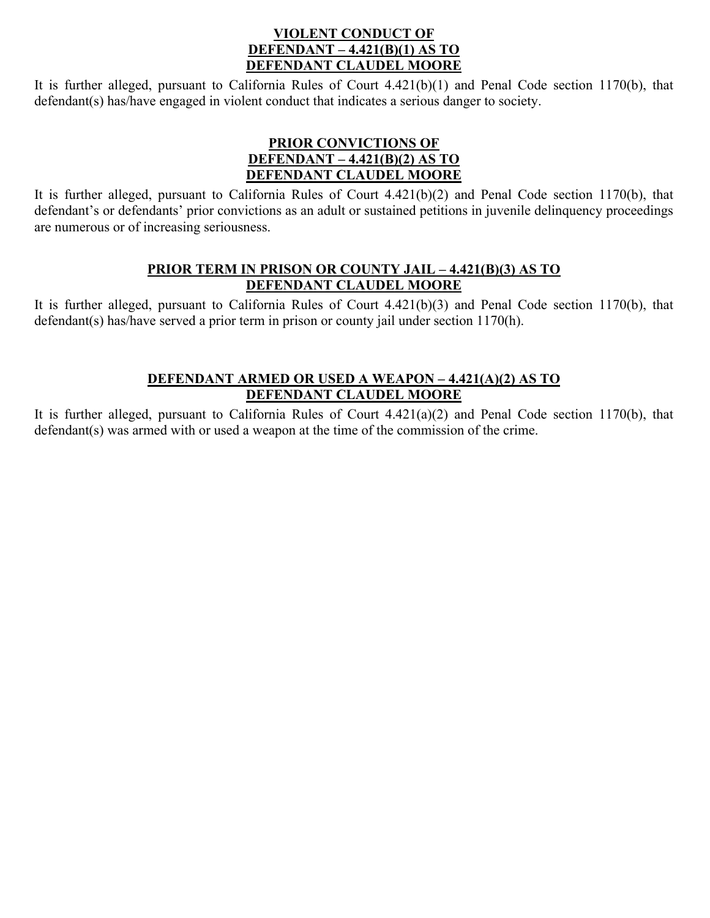**<u>VIOLENT CONDUCT OF DEFENDANT – 4.421(B)(1) AS TO DEFENDANT CLAUDEL MOORE</u>**

It is further alleged, pursuant to California Rules of Court 4.421(b)(1) and Penal Code section 1170(b), that defendant(s) has/have engaged in violent conduct that indicates a serious danger to society.

**<u>PRIOR CONVICTIONS OF DEFENDANT – 4.421(B)(2) AS TO DEFENDANT CLAUDEL MOORE</u>**

It is further alleged, pursuant to California Rules of Court 4.421(b)(2) and Penal Code section 1170(b), that defendant's or defendants' prior convictions as an adult or sustained petitions in juvenile delinquency proceedings are numerous or of increasing seriousness.

**<u>PRIOR TERM IN PRISON OR COUNTY JAIL – 4.421(B)(3) AS TO DEFENDANT CLAUDEL MOORE</u>**

It is further alleged, pursuant to California Rules of Court 4.421(b)(3) and Penal Code section 1170(b), that defendant(s) has/have served a prior term in prison or county jail under section 1170(h).

**<u>DEFENDANT ARMED OR USED A WEAPON – 4.421(A)(2) AS TO DEFENDANT CLAUDEL MOORE</u>**

It is further alleged, pursuant to California Rules of Court 4.421(a)(2) and Penal Code section 1170(b), that defendant(s) was armed with or used a weapon at the time of the commission of the crime.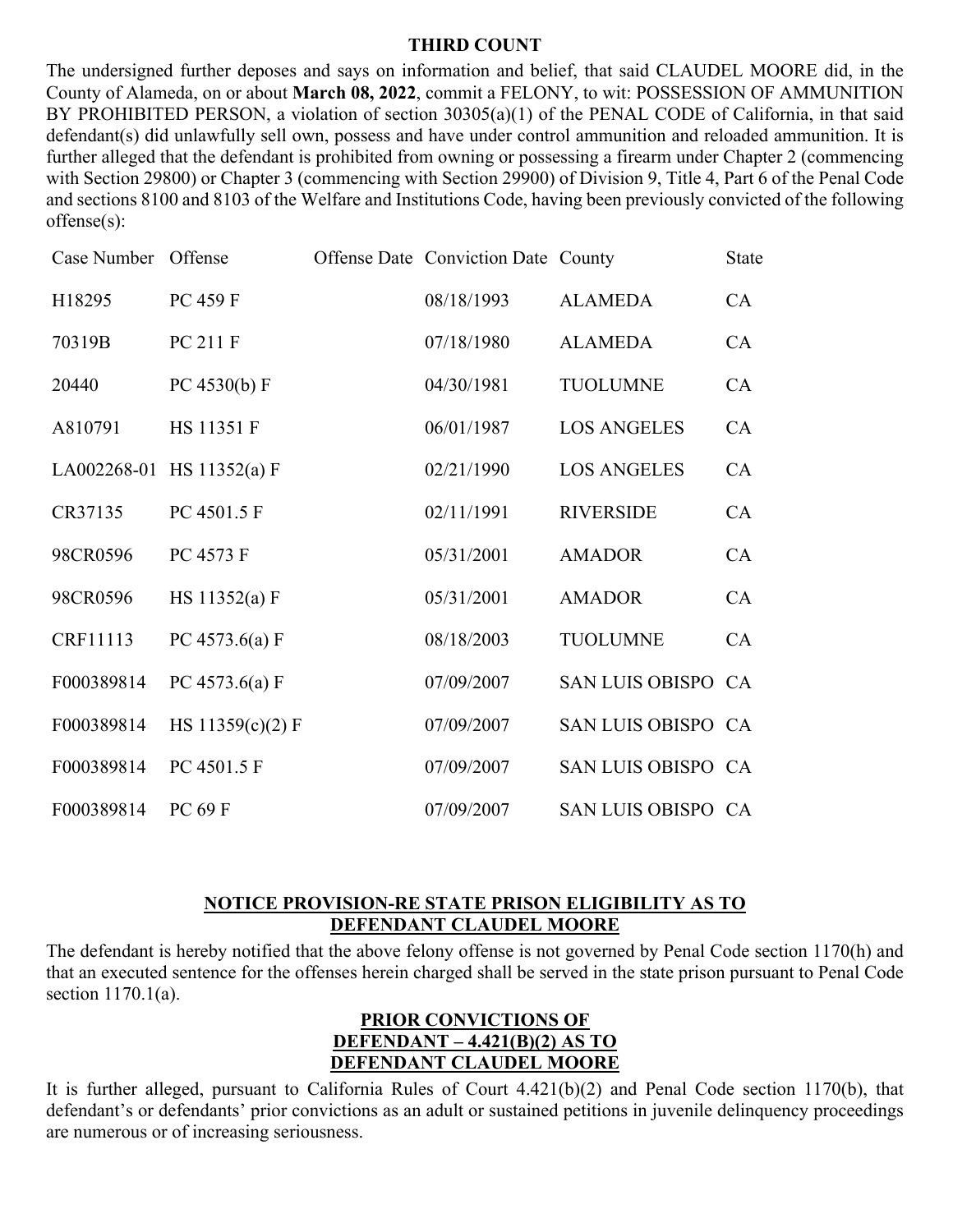**THIRD COUNT**

The undersigned further deposes and says on information and belief, that said CLAUDEL MOORE did, in the County of Alameda, on or about **March 08, 2022**, commit a FELONY, to wit: POSSESSION OF AMMUNITION BY PROHIBITED PERSON, a violation of section 30305(a)(1) of the PENAL CODE of California, in that said defendant(s) did unlawfully sell own, possess and have under control ammunition and reloaded ammunition. It is further alleged that the defendant is prohibited from owning or possessing a firearm under Chapter 2 (commencing with Section 29800) or Chapter 3 (commencing with Section 29900) of Division 9, Title 4, Part 6 of the Penal Code and sections 8100 and 8103 of the Welfare and Institutions Code, having been previously convicted of the following offense(s):

| Case Number | Offense | Offense Date | Conviction Date | County | State |
|---|---|---|---|---|---|
| H18295 | PC 459 F | | 08/18/1993 | ALAMEDA | CA |
| 70319B | PC 211 F | | 07/18/1980 | ALAMEDA | CA |
| 20440 | PC 4530(b) F | | 04/30/1981 | TUOLUMNE | CA |
| A810791 | HS 11351 F | | 06/01/1987 | LOS ANGELES | CA |
| LA002268-01 | HS 11352(a) F | | 02/21/1990 | LOS ANGELES | CA |
| CR37135 | PC 4501.5 F | | 02/11/1991 | RIVERSIDE | CA |
| 98CR0596 | PC 4573 F | | 05/31/2001 | AMADOR | CA |
| 98CR0596 | HS 11352(a) F | | 05/31/2001 | AMADOR | CA |
| CRF11113 | PC 4573.6(a) F | | 08/18/2003 | TUOLUMNE | CA |
| F000389814 | PC 4573.6(a) F | | 07/09/2007 | SAN LUIS OBISPO | CA |
| F000389814 | HS 11359(c)(2) F | | 07/09/2007 | SAN LUIS OBISPO | CA |
| F000389814 | PC 4501.5 F | | 07/09/2007 | SAN LUIS OBISPO | CA |
| F000389814 | PC 69 F | | 07/09/2007 | SAN LUIS OBISPO | CA |

**NOTICE PROVISION-RE STATE PRISON ELIGIBILITY AS TO DEFENDANT CLAUDEL MOORE**

The defendant is hereby notified that the above felony offense is not governed by Penal Code section 1170(h) and that an executed sentence for the offenses herein charged shall be served in the state prison pursuant to Penal Code section 1170.1(a).

**PRIOR CONVICTIONS OF DEFENDANT – 4.421(B)(2) AS TO DEFENDANT CLAUDEL MOORE**

It is further alleged, pursuant to California Rules of Court 4.421(b)(2) and Penal Code section 1170(b), that defendant's or defendants' prior convictions as an adult or sustained petitions in juvenile delinquency proceedings are numerous or of increasing seriousness.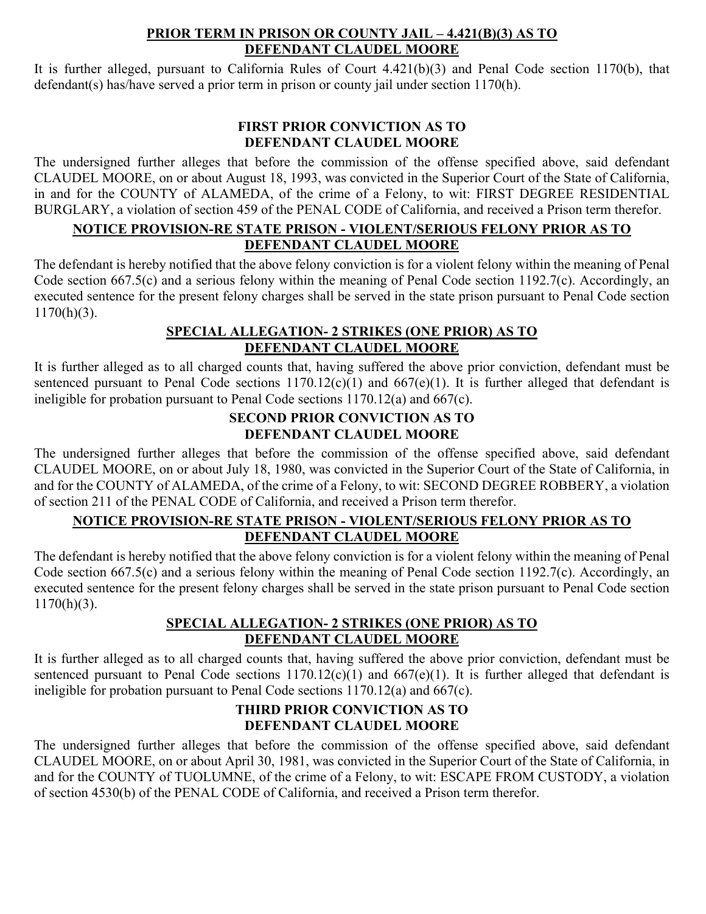**PRIOR TERM IN PRISON OR COUNTY JAIL – 4.421(B)(3) AS TO DEFENDANT CLAUDEL MOORE**

It is further alleged, pursuant to California Rules of Court 4.421(b)(3) and Penal Code section 1170(b), that defendant(s) has/have served a prior term in prison or county jail under section 1170(h).

**FIRST PRIOR CONVICTION AS TO DEFENDANT CLAUDEL MOORE**

The undersigned further alleges that before the commission of the offense specified above, said defendant CLAUDEL MOORE, on or about August 18, 1993, was convicted in the Superior Court of the State of California, in and for the COUNTY of ALAMEDA, of the crime of a Felony, to wit: FIRST DEGREE RESIDENTIAL BURGLARY, a violation of section 459 of the PENAL CODE of California, and received a Prison term therefor.

**NOTICE PROVISION-RE STATE PRISON - VIOLENT/SERIOUS FELONY PRIOR AS TO DEFENDANT CLAUDEL MOORE**

The defendant is hereby notified that the above felony conviction is for a violent felony within the meaning of Penal Code section 667.5(c) and a serious felony within the meaning of Penal Code section 1192.7(c). Accordingly, an executed sentence for the present felony charges shall be served in the state prison pursuant to Penal Code section 1170(h)(3).

**SPECIAL ALLEGATION- 2 STRIKES (ONE PRIOR) AS TO DEFENDANT CLAUDEL MOORE**

It is further alleged as to all charged counts that, having suffered the above prior conviction, defendant must be sentenced pursuant to Penal Code sections 1170.12(c)(1) and 667(e)(1). It is further alleged that defendant is ineligible for probation pursuant to Penal Code sections 1170.12(a) and 667(c).

**SECOND PRIOR CONVICTION AS TO DEFENDANT CLAUDEL MOORE**

The undersigned further alleges that before the commission of the offense specified above, said defendant CLAUDEL MOORE, on or about July 18, 1980, was convicted in the Superior Court of the State of California, in and for the COUNTY of ALAMEDA, of the crime of a Felony, to wit: SECOND DEGREE ROBBERY, a violation of section 211 of the PENAL CODE of California, and received a Prison term therefor.

**NOTICE PROVISION-RE STATE PRISON - VIOLENT/SERIOUS FELONY PRIOR AS TO DEFENDANT CLAUDEL MOORE**

The defendant is hereby notified that the above felony conviction is for a violent felony within the meaning of Penal Code section 667.5(c) and a serious felony within the meaning of Penal Code section 1192.7(c). Accordingly, an executed sentence for the present felony charges shall be served in the state prison pursuant to Penal Code section 1170(h)(3).

**SPECIAL ALLEGATION- 2 STRIKES (ONE PRIOR) AS TO DEFENDANT CLAUDEL MOORE**

It is further alleged as to all charged counts that, having suffered the above prior conviction, defendant must be sentenced pursuant to Penal Code sections 1170.12(c)(1) and 667(e)(1). It is further alleged that defendant is ineligible for probation pursuant to Penal Code sections 1170.12(a) and 667(c).

**THIRD PRIOR CONVICTION AS TO DEFENDANT CLAUDEL MOORE**

The undersigned further alleges that before the commission of the offense specified above, said defendant CLAUDEL MOORE, on or about April 30, 1981, was convicted in the Superior Court of the State of California, in and for the COUNTY of TUOLUMNE, of the crime of a Felony, to wit: ESCAPE FROM CUSTODY, a violation of section 4530(b) of the PENAL CODE of California, and received a Prison term therefor.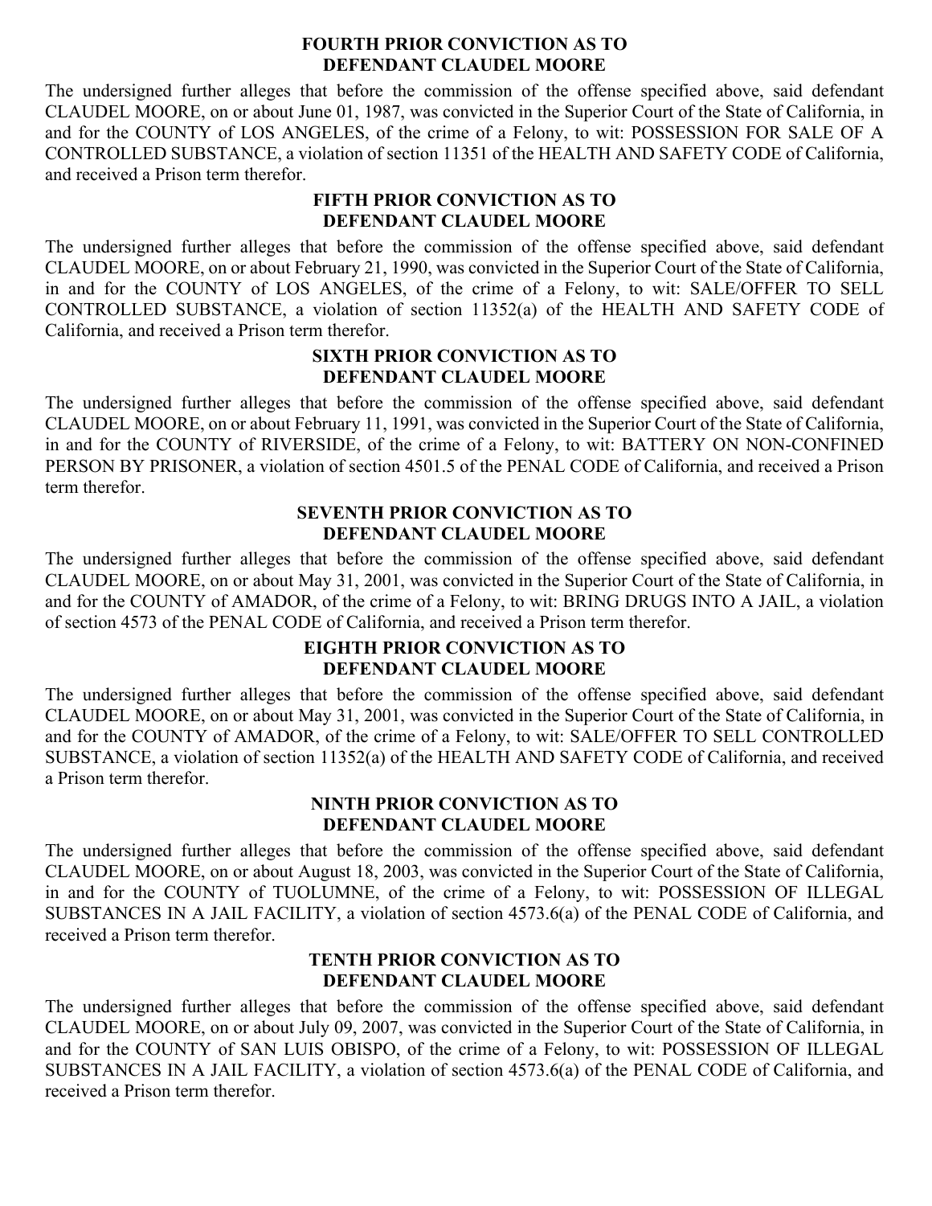**FOURTH PRIOR CONVICTION AS TO DEFENDANT CLAUDEL MOORE**

The undersigned further alleges that before the commission of the offense specified above, said defendant CLAUDEL MOORE, on or about June 01, 1987, was convicted in the Superior Court of the State of California, in and for the COUNTY of LOS ANGELES, of the crime of a Felony, to wit: POSSESSION FOR SALE OF A CONTROLLED SUBSTANCE, a violation of section 11351 of the HEALTH AND SAFETY CODE of California, and received a Prison term therefor.

**FIFTH PRIOR CONVICTION AS TO DEFENDANT CLAUDEL MOORE**

The undersigned further alleges that before the commission of the offense specified above, said defendant CLAUDEL MOORE, on or about February 21, 1990, was convicted in the Superior Court of the State of California, in and for the COUNTY of LOS ANGELES, of the crime of a Felony, to wit: SALE/OFFER TO SELL CONTROLLED SUBSTANCE, a violation of section 11352(a) of the HEALTH AND SAFETY CODE of California, and received a Prison term therefor.

**SIXTH PRIOR CONVICTION AS TO DEFENDANT CLAUDEL MOORE**

The undersigned further alleges that before the commission of the offense specified above, said defendant CLAUDEL MOORE, on or about February 11, 1991, was convicted in the Superior Court of the State of California, in and for the COUNTY of RIVERSIDE, of the crime of a Felony, to wit: BATTERY ON NON-CONFINED PERSON BY PRISONER, a violation of section 4501.5 of the PENAL CODE of California, and received a Prison term therefor.

**SEVENTH PRIOR CONVICTION AS TO DEFENDANT CLAUDEL MOORE**

The undersigned further alleges that before the commission of the offense specified above, said defendant CLAUDEL MOORE, on or about May 31, 2001, was convicted in the Superior Court of the State of California, in and for the COUNTY of AMADOR, of the crime of a Felony, to wit: BRING DRUGS INTO A JAIL, a violation of section 4573 of the PENAL CODE of California, and received a Prison term therefor.

**EIGHTH PRIOR CONVICTION AS TO DEFENDANT CLAUDEL MOORE**

The undersigned further alleges that before the commission of the offense specified above, said defendant CLAUDEL MOORE, on or about May 31, 2001, was convicted in the Superior Court of the State of California, in and for the COUNTY of AMADOR, of the crime of a Felony, to wit: SALE/OFFER TO SELL CONTROLLED SUBSTANCE, a violation of section 11352(a) of the HEALTH AND SAFETY CODE of California, and received a Prison term therefor.

**NINTH PRIOR CONVICTION AS TO DEFENDANT CLAUDEL MOORE**

The undersigned further alleges that before the commission of the offense specified above, said defendant CLAUDEL MOORE, on or about August 18, 2003, was convicted in the Superior Court of the State of California, in and for the COUNTY of TUOLUMNE, of the crime of a Felony, to wit: POSSESSION OF ILLEGAL SUBSTANCES IN A JAIL FACILITY, a violation of section 4573.6(a) of the PENAL CODE of California, and received a Prison term therefor.

**TENTH PRIOR CONVICTION AS TO DEFENDANT CLAUDEL MOORE**

The undersigned further alleges that before the commission of the offense specified above, said defendant CLAUDEL MOORE, on or about July 09, 2007, was convicted in the Superior Court of the State of California, in and for the COUNTY of SAN LUIS OBISPO, of the crime of a Felony, to wit: POSSESSION OF ILLEGAL SUBSTANCES IN A JAIL FACILITY, a violation of section 4573.6(a) of the PENAL CODE of California, and received a Prison term therefor.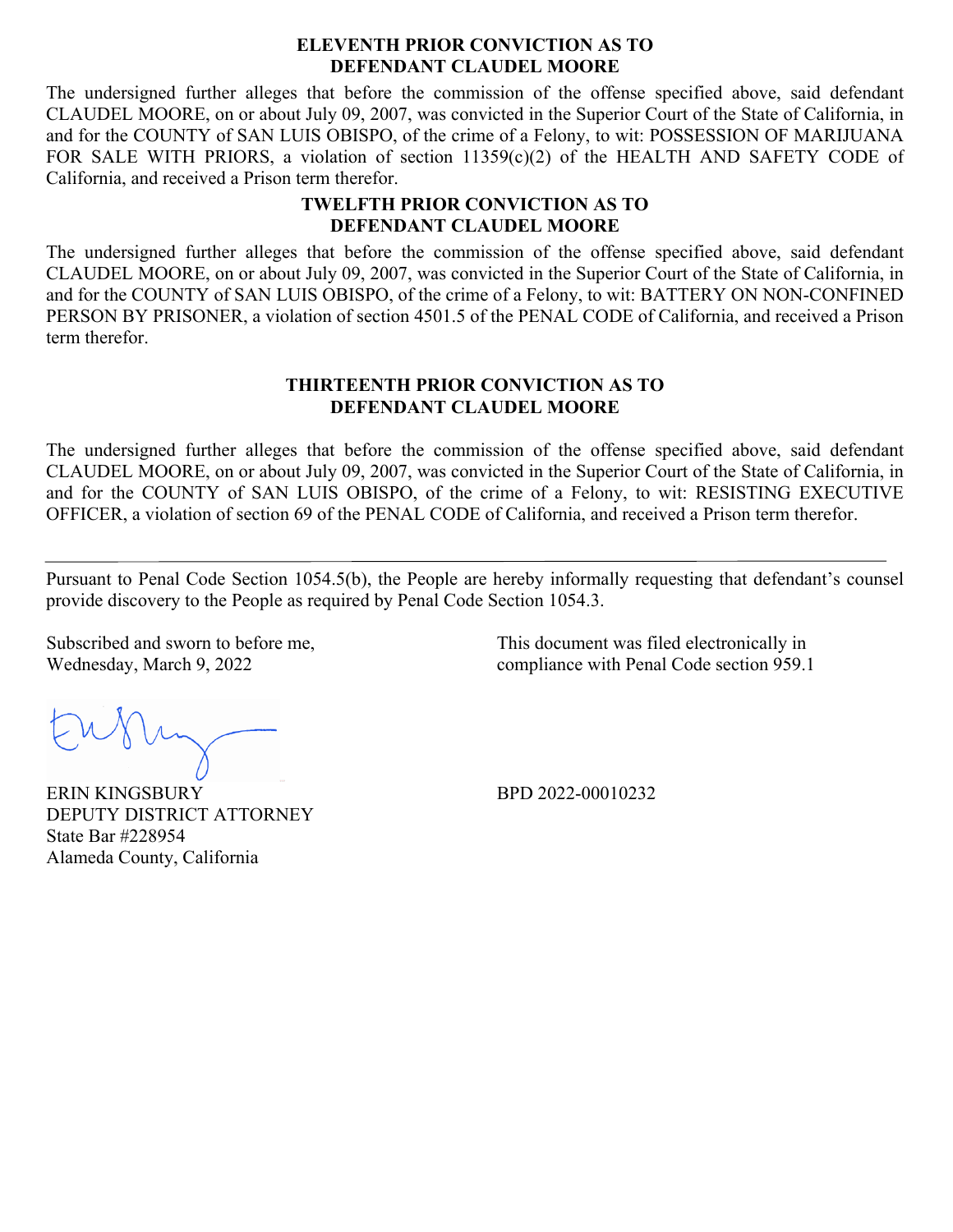**ELEVENTH PRIOR CONVICTION AS TO DEFENDANT CLAUDEL MOORE**

The undersigned further alleges that before the commission of the offense specified above, said defendant CLAUDEL MOORE, on or about July 09, 2007, was convicted in the Superior Court of the State of California, in and for the COUNTY of SAN LUIS OBISPO, of the crime of a Felony, to wit: POSSESSION OF MARIJUANA FOR SALE WITH PRIORS, a violation of section 11359(c)(2) of the HEALTH AND SAFETY CODE of California, and received a Prison term therefor.

**TWELFTH PRIOR CONVICTION AS TO DEFENDANT CLAUDEL MOORE**

The undersigned further alleges that before the commission of the offense specified above, said defendant CLAUDEL MOORE, on or about July 09, 2007, was convicted in the Superior Court of the State of California, in and for the COUNTY of SAN LUIS OBISPO, of the crime of a Felony, to wit: BATTERY ON NON-CONFINED PERSON BY PRISONER, a violation of section 4501.5 of the PENAL CODE of California, and received a Prison term therefor.

**THIRTEENTH PRIOR CONVICTION AS TO DEFENDANT CLAUDEL MOORE**

The undersigned further alleges that before the commission of the offense specified above, said defendant CLAUDEL MOORE, on or about July 09, 2007, was convicted in the Superior Court of the State of California, in and for the COUNTY of SAN LUIS OBISPO, of the crime of a Felony, to wit: RESISTING EXECUTIVE OFFICER, a violation of section 69 of the PENAL CODE of California, and received a Prison term therefor.

---

Pursuant to Penal Code Section 1054.5(b), the People are hereby informally requesting that defendant's counsel provide discovery to the People as required by Penal Code Section 1054.3.

Subscribed and sworn to before me,
Wednesday, March 9, 2022

This document was filed electronically in compliance with Penal Code section 959.1

ERIN KINGSBURY
DEPUTY DISTRICT ATTORNEY
State Bar #228954
Alameda County, California

BPD 2022-00010232